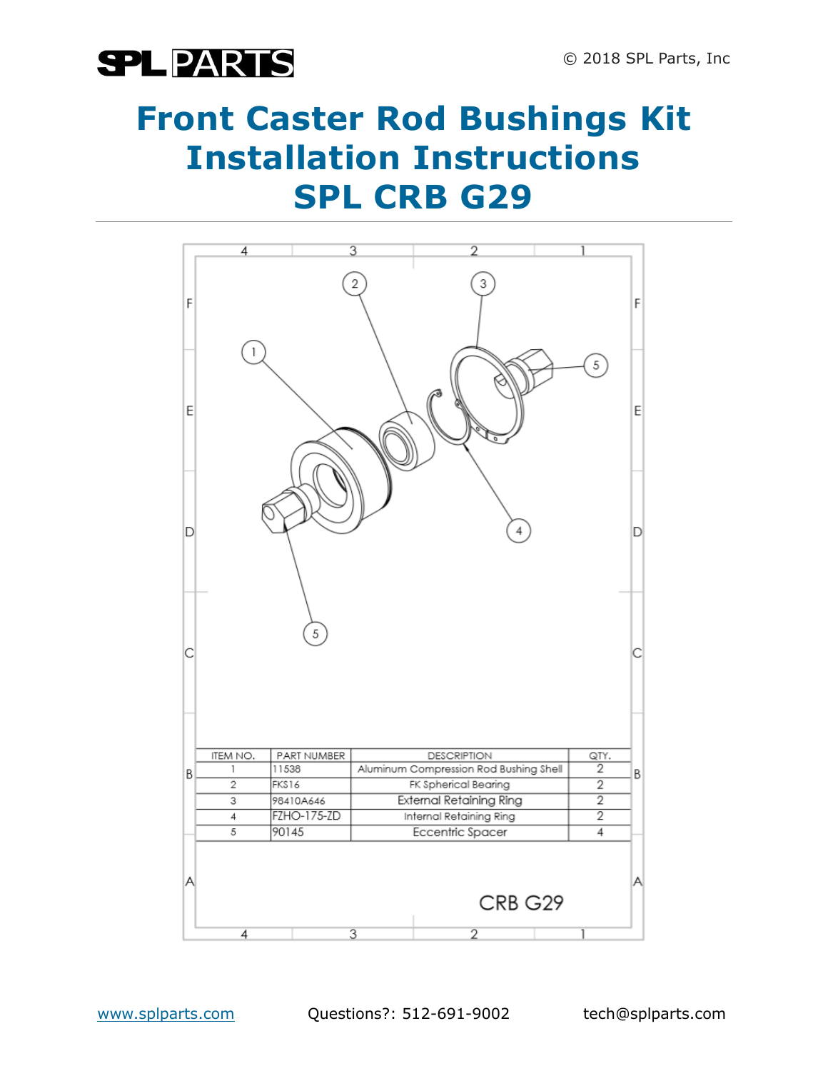# Front Caster Rod Bushings Kit Installation Instructions SPL CRB G29

| ITEM NO. | PART NUMBER | DESCRIPTION | QTY. |
|---|---|---|---|
| 1 | 11538 | Aluminum Compression Rod Bushing Shell | 2 |
| 2 | FKS16 | FK Spherical Bearing | 2 |
| 3 | 98410A646 | External Retaining Ring | 2 |
| 4 | FZHO-175-ZD | Internal Retaining Ring | 2 |
| 5 | 90145 | Eccentric Spacer | 4 |

CRB G29

www.splparts.com Questions?: 512-691-9002 tech@splparts.com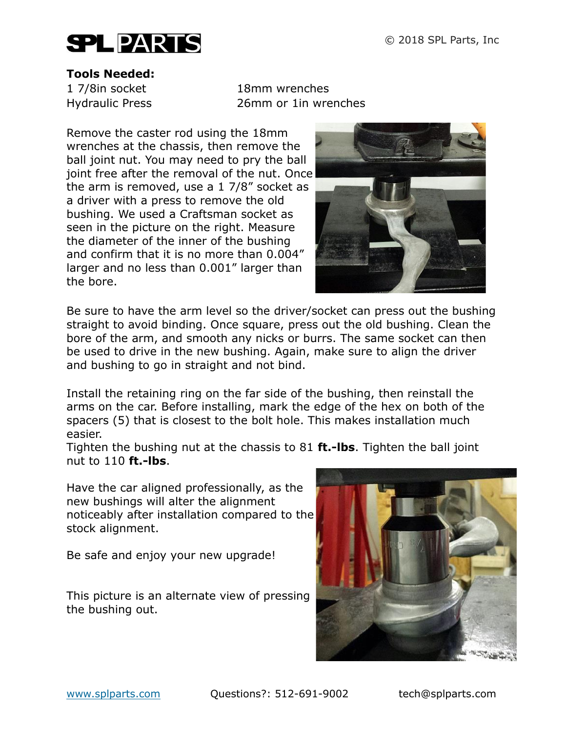**Tools Needed:**

1 7/8in socket
Hydraulic Press
18mm wrenches
26mm or 1in wrenches

Remove the caster rod using the 18mm wrenches at the chassis, then remove the ball joint nut. You may need to pry the ball joint free after the removal of the nut. Once the arm is removed, use a 1 7/8" socket as a driver with a press to remove the old bushing. We used a Craftsman socket as seen in the picture on the right. Measure the diameter of the inner of the bushing and confirm that it is no more than 0.004" larger and no less than 0.001" larger than the bore.

Be sure to have the arm level so the driver/socket can press out the bushing straight to avoid binding. Once square, press out the old bushing. Clean the bore of the arm, and smooth any nicks or burrs. The same socket can then be used to drive in the new bushing. Again, make sure to align the driver and bushing to go in straight and not bind.

Install the retaining ring on the far side of the bushing, then reinstall the arms on the car. Before installing, mark the edge of the hex on both of the spacers (5) that is closest to the bolt hole. This makes installation much easier.
Tighten the bushing nut at the chassis to 81 **ft.-lbs**. Tighten the ball joint nut to 110 **ft.-lbs**.

Have the car aligned professionally, as the new bushings will alter the alignment noticeably after installation compared to the stock alignment.

Be safe and enjoy your new upgrade!

This picture is an alternate view of pressing the bushing out.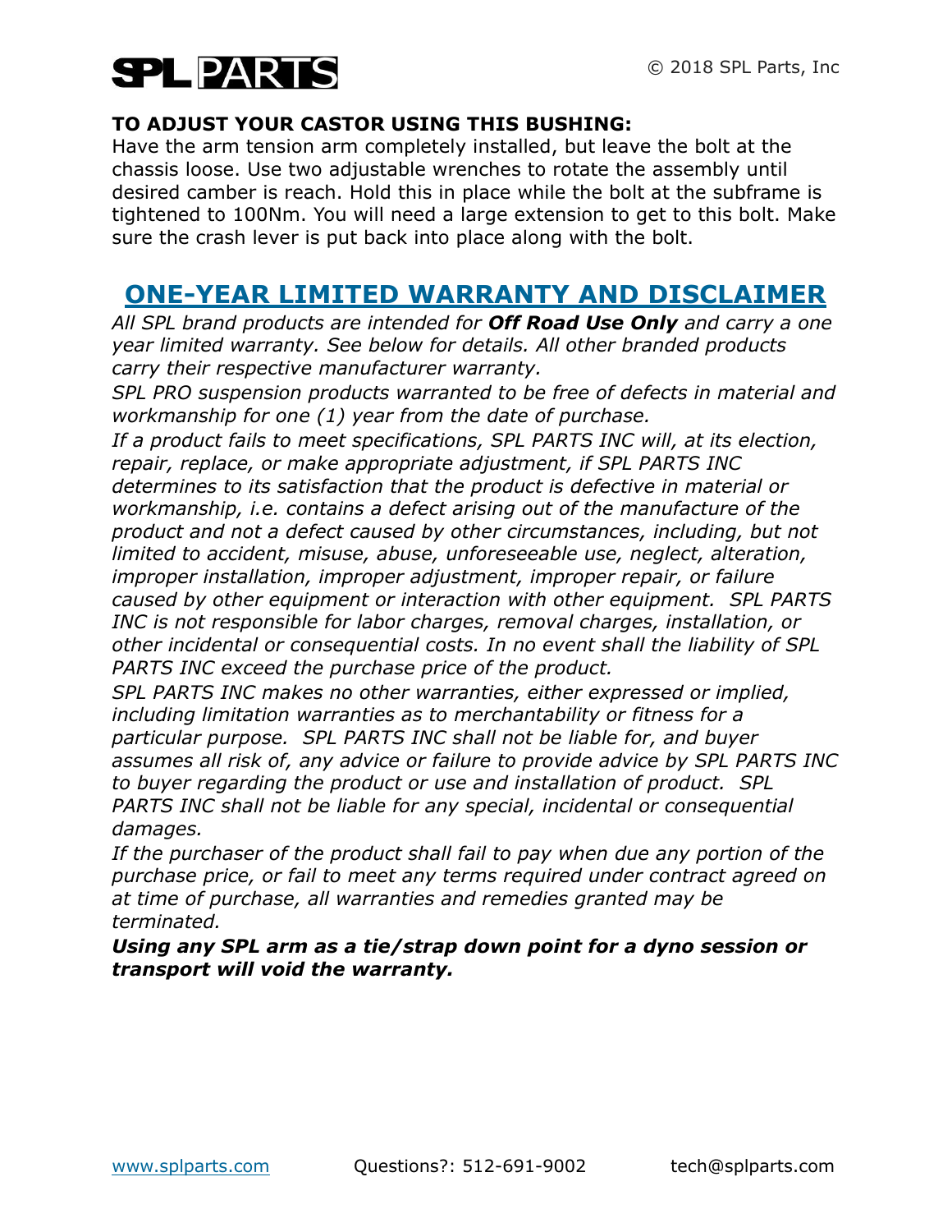**SPL PARTS**

© 2018 SPL Parts, Inc

**TO ADJUST YOUR CASTOR USING THIS BUSHING:**

Have the arm tension arm completely installed, but leave the bolt at the chassis loose. Use two adjustable wrenches to rotate the assembly until desired camber is reach. Hold this in place while the bolt at the subframe is tightened to 100Nm. You will need a large extension to get to this bolt. Make sure the crash lever is put back into place along with the bolt.

## ONE-YEAR LIMITED WARRANTY AND DISCLAIMER

*All SPL brand products are intended for **Off Road Use Only** and carry a one year limited warranty. See below for details. All other branded products carry their respective manufacturer warranty.*

*SPL PRO suspension products warranted to be free of defects in material and workmanship for one (1) year from the date of purchase.*

*If a product fails to meet specifications, SPL PARTS INC will, at its election, repair, replace, or make appropriate adjustment, if SPL PARTS INC determines to its satisfaction that the product is defective in material or workmanship, i.e. contains a defect arising out of the manufacture of the product and not a defect caused by other circumstances, including, but not limited to accident, misuse, abuse, unforeseeable use, neglect, alteration, improper installation, improper adjustment, improper repair, or failure caused by other equipment or interaction with other equipment. SPL PARTS INC is not responsible for labor charges, removal charges, installation, or other incidental or consequential costs. In no event shall the liability of SPL PARTS INC exceed the purchase price of the product.*

*SPL PARTS INC makes no other warranties, either expressed or implied, including limitation warranties as to merchantability or fitness for a particular purpose. SPL PARTS INC shall not be liable for, and buyer assumes all risk of, any advice or failure to provide advice by SPL PARTS INC to buyer regarding the product or use and installation of product. SPL PARTS INC shall not be liable for any special, incidental or consequential damages.*

*If the purchaser of the product shall fail to pay when due any portion of the purchase price, or fail to meet any terms required under contract agreed on at time of purchase, all warranties and remedies granted may be terminated.*

***Using any SPL arm as a tie/strap down point for a dyno session or transport will void the warranty.***

www.splparts.com Questions?: 512-691-9002 tech@splparts.com